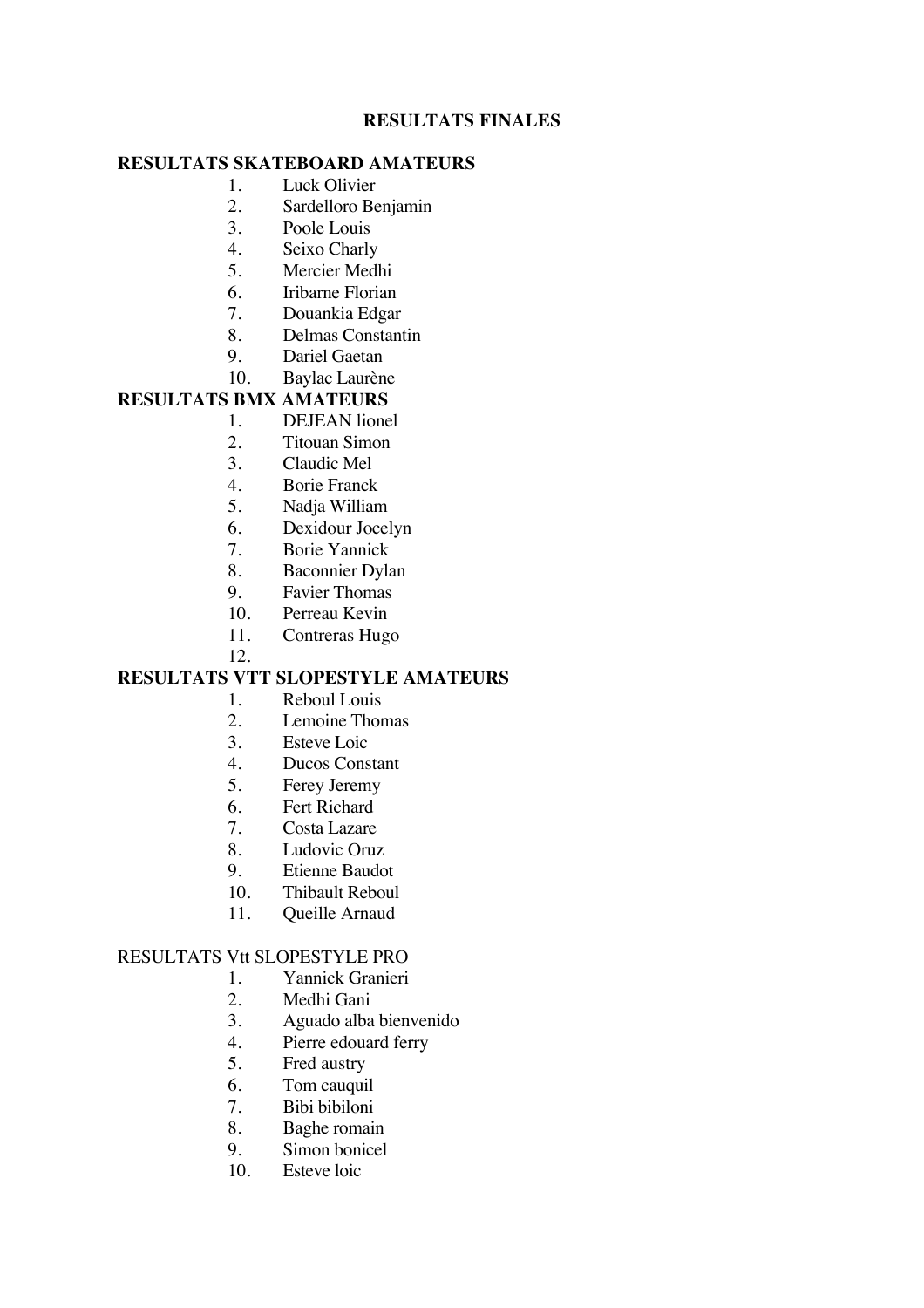# RESULTATS FINALES

## RESULTATS SKATEBOARD AMATEURS

1. Luck Olivier
2. Sardelloro Benjamin
3. Poole Louis
4. Seixo Charly
5. Mercier Medhi
6. Iribarne Florian
7. Douankia Edgar
8. Delmas Constantin
9. Dariel Gaetan
10. Baylac Laurène

## RESULTATS BMX AMATEURS

1. DEJEAN lionel
2. Titouan Simon
3. Claudic Mel
4. Borie Franck
5. Nadja William
6. Dexidour Jocelyn
7. Borie Yannick
8. Baconnier Dylan
9. Favier Thomas
10. Perreau Kevin
11. Contreras Hugo
12. 

## RESULTATS VTT SLOPESTYLE AMATEURS

1. Reboul Louis
2. Lemoine Thomas
3. Esteve Loic
4. Ducos Constant
5. Ferey Jeremy
6. Fert Richard
7. Costa Lazare
8. Ludovic Oruz
9. Etienne Baudot
10. Thibault Reboul
11. Queille Arnaud

RESULTATS Vtt SLOPESTYLE PRO

1. Yannick Granieri
2. Medhi Gani
3. Aguado alba bienvenido
4. Pierre edouard ferry
5. Fred austry
6. Tom cauquil
7. Bibi bibiloni
8. Baghe romain
9. Simon bonicel
10. Esteve loic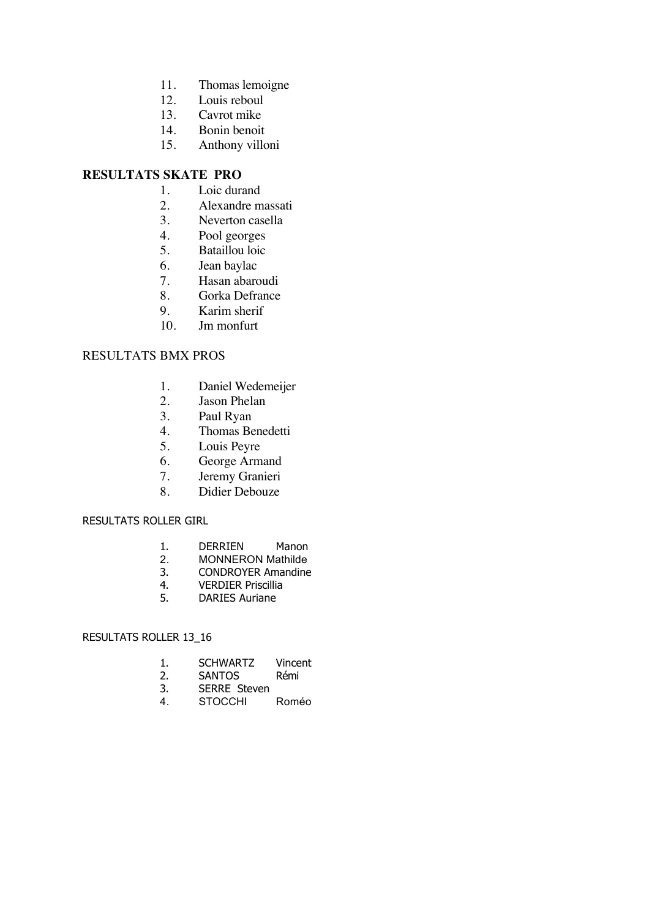11. Thomas lemoigne
12. Louis reboul
13. Cavrot mike
14. Bonin benoit
15. Anthony villoni

**RESULTATS SKATE PRO**

1. Loic durand
2. Alexandre massati
3. Neverton casella
4. Pool georges
5. Bataillou loic
6. Jean baylac
7. Hasan abaroudi
8. Gorka Defrance
9. Karim sherif
10. Jm monfurt

RESULTATS BMX PROS

1. Daniel Wedemeijer
2. Jason Phelan
3. Paul Ryan
4. Thomas Benedetti
5. Louis Peyre
6. George Armand
7. Jeremy Granieri
8. Didier Debouze

RESULTATS ROLLER GIRL

1. DERRIEN Manon
2. MONNERON Mathilde
3. CONDROYER Amandine
4. VERDIER Priscillia
5. DARIES Auriane

RESULTATS ROLLER 13_16

1. SCHWARTZ Vincent
2. SANTOS Rémi
3. SERRE Steven
4. STOCCHI Roméo